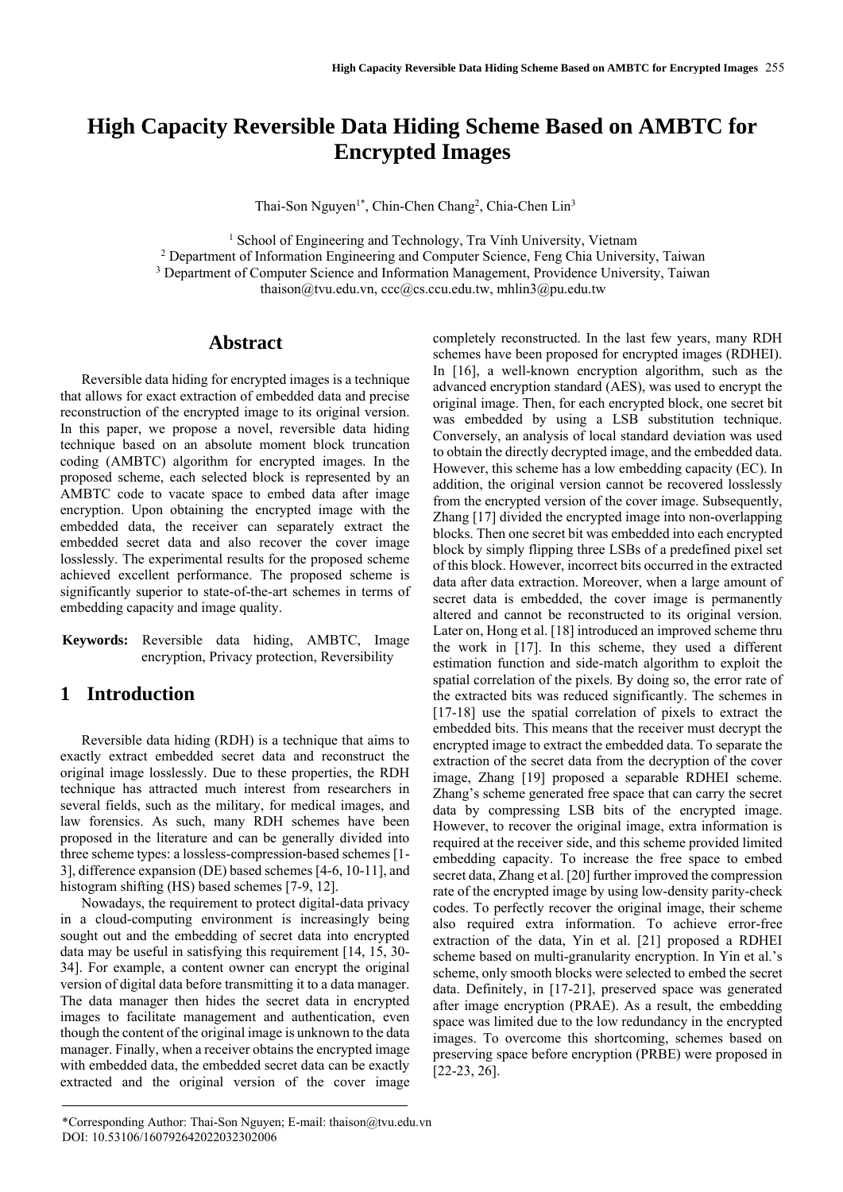# High Capacity Reversible Data Hiding Scheme Based on AMBTC for Encrypted Images

Thai-Son Nguyen[1*], Chin-Chen Chang[2], Chia-Chen Lin[3]

[1] School of Engineering and Technology, Tra Vinh University, Vietnam
[2] Department of Information Engineering and Computer Science, Feng Chia University, Taiwan
[3] Department of Computer Science and Information Management, Providence University, Taiwan
thaison@tvu.edu.vn, ccc@cs.ccu.edu.tw, mhlin3@pu.edu.tw

## Abstract

Reversible data hiding for encrypted images is a technique that allows for exact extraction of embedded data and precise reconstruction of the encrypted image to its original version. In this paper, we propose a novel, reversible data hiding technique based on an absolute moment block truncation coding (AMBTC) algorithm for encrypted images. In the proposed scheme, each selected block is represented by an AMBTC code to vacate space to embed data after image encryption. Upon obtaining the encrypted image with the embedded data, the receiver can separately extract the embedded secret data and also recover the cover image losslessly. The experimental results for the proposed scheme achieved excellent performance. The proposed scheme is significantly superior to state-of-the-art schemes in terms of embedding capacity and image quality.

**Keywords:** Reversible data hiding, AMBTC, Image encryption, Privacy protection, Reversibility

## 1 Introduction

Reversible data hiding (RDH) is a technique that aims to exactly extract embedded secret data and reconstruct the original image losslessly. Due to these properties, the RDH technique has attracted much interest from researchers in several fields, such as the military, for medical images, and law forensics. As such, many RDH schemes have been proposed in the literature and can be generally divided into three scheme types: a lossless-compression-based schemes [1-3], difference expansion (DE) based schemes [4-6, 10-11], and histogram shifting (HS) based schemes [7-9, 12].

Nowadays, the requirement to protect digital-data privacy in a cloud-computing environment is increasingly being sought out and the embedding of secret data into encrypted data may be useful in satisfying this requirement [14, 15, 30-34]. For example, a content owner can encrypt the original version of digital data before transmitting it to a data manager. The data manager then hides the secret data in encrypted images to facilitate management and authentication, even though the content of the original image is unknown to the data manager. Finally, when a receiver obtains the encrypted image with embedded data, the embedded secret data can be exactly extracted and the original version of the cover image completely reconstructed. In the last few years, many RDH schemes have been proposed for encrypted images (RDHEI). In [16], a well-known encryption algorithm, such as the advanced encryption standard (AES), was used to encrypt the original image. Then, for each encrypted block, one secret bit was embedded by using a LSB substitution technique. Conversely, an analysis of local standard deviation was used to obtain the directly decrypted image, and the embedded data. However, this scheme has a low embedding capacity (EC). In addition, the original version cannot be recovered losslessly from the encrypted version of the cover image. Subsequently, Zhang [17] divided the encrypted image into non-overlapping blocks. Then one secret bit was embedded into each encrypted block by simply flipping three LSBs of a predefined pixel set of this block. However, incorrect bits occurred in the extracted data after data extraction. Moreover, when a large amount of secret data is embedded, the cover image is permanently altered and cannot be reconstructed to its original version. Later on, Hong et al. [18] introduced an improved scheme thru the work in [17]. In this scheme, they used a different estimation function and side-match algorithm to exploit the spatial correlation of the pixels. By doing so, the error rate of the extracted bits was reduced significantly. The schemes in [17-18] use the spatial correlation of pixels to extract the embedded bits. This means that the receiver must decrypt the encrypted image to extract the embedded data. To separate the extraction of the secret data from the decryption of the cover image, Zhang [19] proposed a separable RDHEI scheme. Zhang's scheme generated free space that can carry the secret data by compressing LSB bits of the encrypted image. However, to recover the original image, extra information is required at the receiver side, and this scheme provided limited embedding capacity. To increase the free space to embed secret data, Zhang et al. [20] further improved the compression rate of the encrypted image by using low-density parity-check codes. To perfectly recover the original image, their scheme also required extra information. To achieve error-free extraction of the data, Yin et al. [21] proposed a RDHEI scheme based on multi-granularity encryption. In Yin et al.'s scheme, only smooth blocks were selected to embed the secret data. Definitely, in [17-21], preserved space was generated after image encryption (PRAE). As a result, the embedding space was limited due to the low redundancy in the encrypted images. To overcome this shortcoming, schemes based on preserving space before encryption (PRBE) were proposed in [22-23, 26].

*Corresponding Author: Thai-Son Nguyen; E-mail: thaison@tvu.edu.vn
DOI: 10.53106/160792642022032302006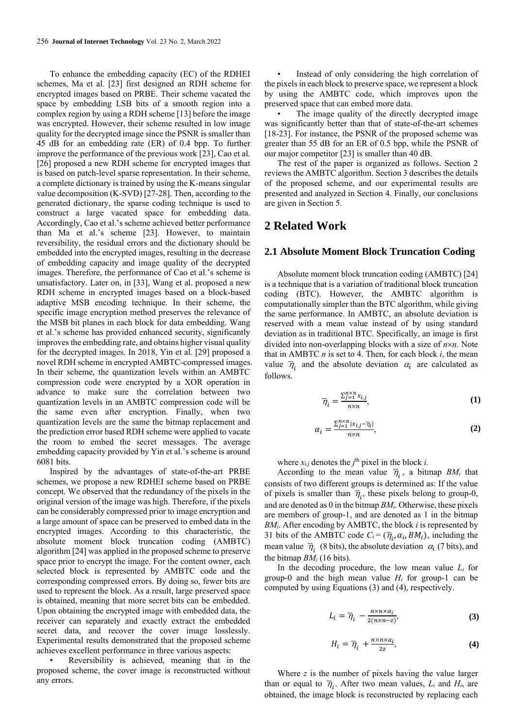To enhance the embedding capacity (EC) of the RDHEI schemes, Ma et al. [23] first designed an RDH scheme for encrypted images based on PRBE. Their scheme vacated the space by embedding LSB bits of a smooth region into a complex region by using a RDH scheme [13] before the image was encrypted. However, their scheme resulted in low image quality for the decrypted image since the PSNR is smaller than 45 dB for an embedding rate (ER) of 0.4 bpp. To further improve the performance of the previous work [23], Cao et al. [26] proposed a new RDH scheme for encrypted images that is based on patch-level sparse representation. In their scheme, a complete dictionary is trained by using the K-means singular value decomposition (K-SVD) [27-28]. Then, according to the generated dictionary, the sparse coding technique is used to construct a large vacated space for embedding data. Accordingly, Cao et al.'s scheme achieved better performance than Ma et al.'s scheme [23]. However, to maintain reversibility, the residual errors and the dictionary should be embedded into the encrypted images, resulting in the decrease of embedding capacity and image quality of the decrypted images. Therefore, the performance of Cao et al.'s scheme is unsatisfactory. Later on, in [33], Wang et al. proposed a new RDH scheme in encrypted images based on a block-based adaptive MSB encoding technique. In their scheme, the specific image encryption method preserves the relevance of the MSB bit planes in each block for data embedding. Wang et al.'s scheme has provided enhanced security, significantly improves the embedding rate, and obtains higher visual quality for the decrypted images. In 2018, Yin et al. [29] proposed a novel RDH scheme in encrypted AMBTC-compressed images. In their scheme, the quantization levels within an AMBTC compression code were encrypted by a XOR operation in advance to make sure the correlation between two quantization levels in an AMBTC compression code will be the same even after encryption. Finally, when two quantization levels are the same the bitmap replacement and the prediction error based RDH scheme were applied to vacate the room to embed the secret messages. The average embedding capacity provided by Yin et al.'s scheme is around 6081 bits.

Inspired by the advantages of state-of-the-art PRBE schemes, we propose a new RDHEI scheme based on PRBE concept. We observed that the redundancy of the pixels in the original version of the image was high. Therefore, if the pixels can be considerably compressed prior to image encryption and a large amount of space can be preserved to embed data in the encrypted images. According to this characteristic, the absolute moment block truncation coding (AMBTC) algorithm [24] was applied in the proposed scheme to preserve space prior to encrypt the image. For the content owner, each selected block is represented by AMBTC code and the corresponding compressed errors. By doing so, fewer bits are used to represent the block. As a result, large preserved space is obtained, meaning that more secret bits can be embedded. Upon obtaining the encrypted image with embedded data, the receiver can separately and exactly extract the embedded secret data, and recover the cover image losslessly. Experimental results demonstrated that the proposed scheme achieves excellent performance in three various aspects:

- Reversibility is achieved, meaning that in the proposed scheme, the cover image is reconstructed without any errors.
- Instead of only considering the high correlation of the pixels in each block to preserve space, we represent a block by using the AMBTC code, which improves upon the preserved space that can embed more data.
- The image quality of the directly decrypted image was significantly better than that of state-of-the-art schemes [18-23]. For instance, the PSNR of the proposed scheme was greater than 55 dB for an ER of 0.5 bpp, while the PSNR of our major competitor [23] is smaller than 40 dB.

The rest of the paper is organized as follows. Section 2 reviews the AMBTC algorithm. Section 3 describes the details of the proposed scheme, and our experimental results are presented and analyzed in Section 4. Finally, our conclusions are given in Section 5.

## 2 Related Work

### 2.1 Absolute Moment Block Truncation Coding

Absolute moment block truncation coding (AMBTC) [24] is a technique that is a variation of traditional block truncation coding (BTC). However, the AMBTC algorithm is computationally simpler than the BTC algorithm, while giving the same performance. In AMBTC, an absolute deviation is reserved with a mean value instead of by using standard deviation as in traditional BTC. Specifically, an image is first divided into non-overlapping blocks with a size of $n \times n$. Note that in AMBTC $n$ is set to 4. Then, for each block $i$, the mean value $\overline{\eta}_i$ and the absolute deviation $\alpha_i$ are calculated as follows.

$$\overline{\eta}_i = \frac{\sum_{j=1}^{n \times n} x_{i,j}}{n \times n}, \tag{1}$$

$$\alpha_i = \frac{\sum_{j=1}^{n \times n} |x_{i,j} - \overline{\eta}_i|}{n \times n}, \tag{2}$$

where $x_{i,j}$ denotes the $j^{\text{th}}$ pixel in the block $i$.

According to the mean value $\overline{\eta}_i$, a bitmap $BM_i$ that consists of two different groups is determined as: If the value of pixels is smaller than $\overline{\eta}_i$, these pixels belong to group-0, and are denoted as 0 in the bitmap $BM_i$. Otherwise, these pixels are members of group-1, and are denoted as 1 in the bitmap $BM_i$. After encoding by AMBTC, the block $i$ is represented by 31 bits of the AMBTC code $C_i = (\overline{\eta}_i, \alpha_i, BM_i)$, including the mean value $\overline{\eta}_i$ (8 bits), the absolute deviation $\alpha_i$ (7 bits), and the bitmap $BM_i$ (16 bits).

In the decoding procedure, the low mean value $L_i$ for group-0 and the high mean value $H_i$ for group-1 can be computed by using Equations (3) and (4), respectively.

$$L_i = \overline{\eta}_i - \frac{n \times n \times \alpha_i}{2(n \times n - z)}, \tag{3}$$

$$H_i = \overline{\eta}_i + \frac{n \times n \times \alpha_i}{2z}, \tag{4}$$

Where $z$ is the number of pixels having the value larger than or equal to $\overline{\eta}_i$. After two mean values, $L_i$ and $H_i$, are obtained, the image block is reconstructed by replacing each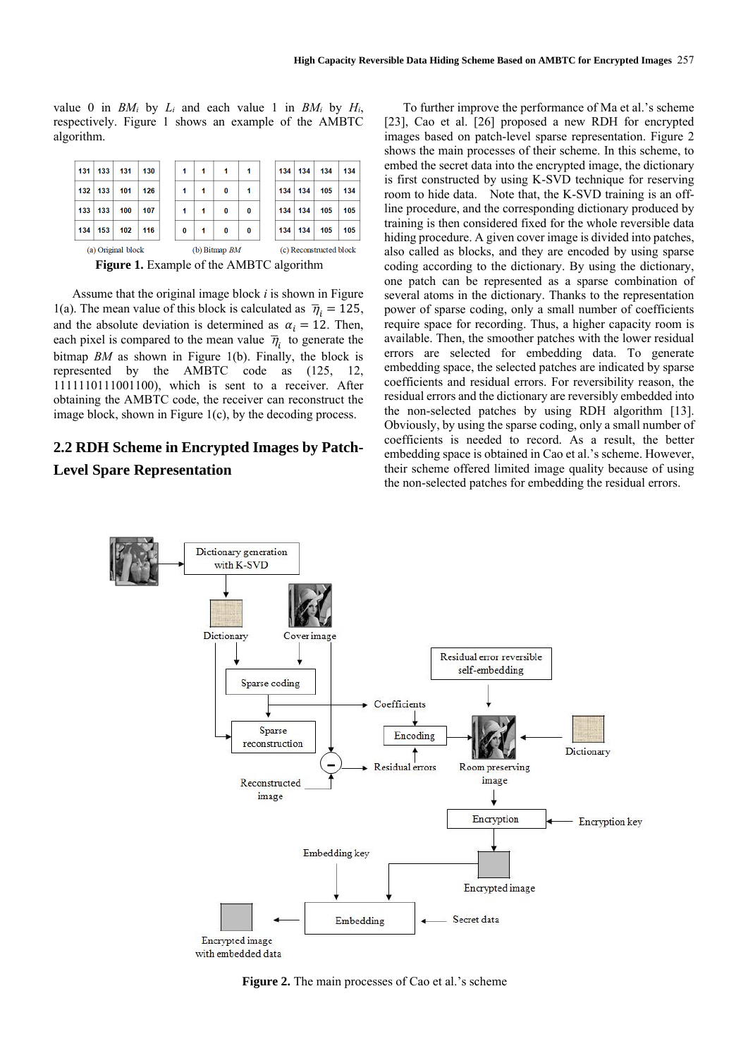value 0 in $BM_i$ by $L_i$ and each value 1 in $BM_i$ by $H_i$, respectively. Figure 1 shows an example of the AMBTC algorithm.

| 131 | 133 | 131 | 130 |
|---|---|---|---|
| 132 | 133 | 101 | 126 |
| 133 | 133 | 100 | 107 |
| 134 | 153 | 102 | 116 |

(a) Original block

| 1 | 1 | 1 | 1 |
|---|---|---|---|
| 1 | 1 | 0 | 1 |
| 1 | 1 | 0 | 0 |
| 0 | 1 | 0 | 0 |

(b) Bitmap *BM*

| 134 | 134 | 134 | 134 |
|---|---|---|---|
| 134 | 134 | 105 | 134 |
| 134 | 134 | 105 | 105 |
| 134 | 134 | 105 | 105 |

(c) Reconstructed block

**Figure 1.** Example of the AMBTC algorithm

Assume that the original image block $i$ is shown in Figure 1(a). The mean value of this block is calculated as $\overline{\eta}_i = 125$, and the absolute deviation is determined as $\alpha_i = 12$. Then, each pixel is compared to the mean value $\overline{\eta}_i$ to generate the bitmap $BM$ as shown in Figure 1(b). Finally, the block is represented by the AMBTC code as (125, 12, 1111110111001100), which is sent to a receiver. After obtaining the AMBTC code, the receiver can reconstruct the image block, shown in Figure 1(c), by the decoding process.

## 2.2 RDH Scheme in Encrypted Images by Patch-Level Spare Representation

To further improve the performance of Ma et al.'s scheme [23], Cao et al. [26] proposed a new RDH for encrypted images based on patch-level sparse representation. Figure 2 shows the main processes of their scheme. In this scheme, to embed the secret data into the encrypted image, the dictionary is first constructed by using K-SVD technique for reserving room to hide data. Note that, the K-SVD training is an off-line procedure, and the corresponding dictionary produced by training is then considered fixed for the whole reversible data hiding procedure. A given cover image is divided into patches, also called as blocks, and they are encoded by using sparse coding according to the dictionary. By using the dictionary, one patch can be represented as a sparse combination of several atoms in the dictionary. Thanks to the representation power of sparse coding, only a small number of coefficients require space for recording. Thus, a higher capacity room is available. Then, the smoother patches with the lower residual errors are selected for embedding data. To generate embedding space, the selected patches are indicated by sparse coefficients and residual errors. For reversibility reason, the residual errors and the dictionary are reversibly embedded into the non-selected patches by using RDH algorithm [13]. Obviously, by using the sparse coding, only a small number of coefficients is needed to record. As a result, the better embedding space is obtained in Cao et al.'s scheme. However, their scheme offered limited image quality because of using the non-selected patches for embedding the residual errors.

**Figure 2.** The main processes of Cao et al.'s scheme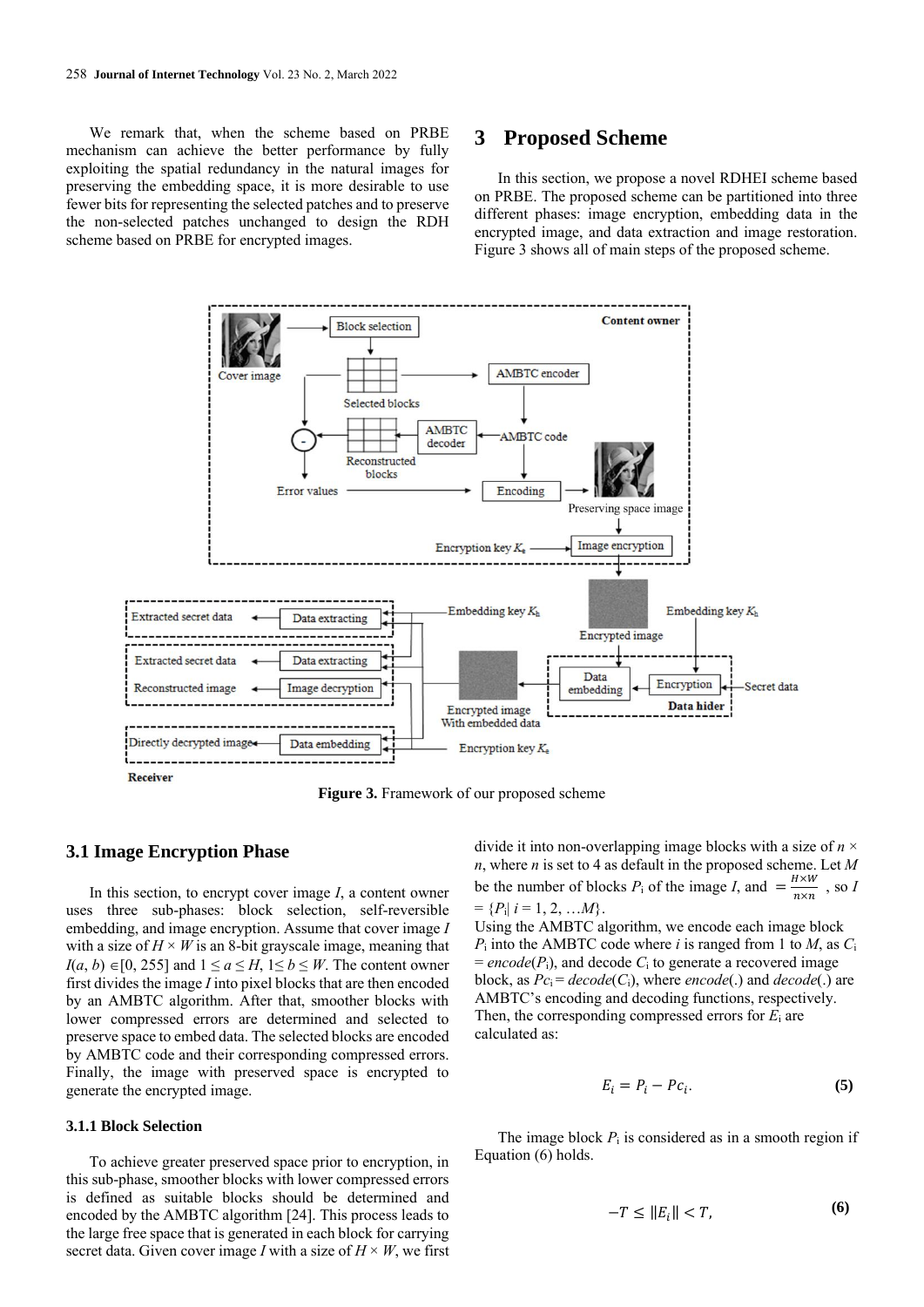We remark that, when the scheme based on PRBE mechanism can achieve the better performance by fully exploiting the spatial redundancy in the natural images for preserving the embedding space, it is more desirable to use fewer bits for representing the selected patches and to preserve the non-selected patches unchanged to design the RDH scheme based on PRBE for encrypted images.

## 3 Proposed Scheme

In this section, we propose a novel RDHEI scheme based on PRBE. The proposed scheme can be partitioned into three different phases: image encryption, embedding data in the encrypted image, and data extraction and image restoration. Figure 3 shows all of main steps of the proposed scheme.

**Figure 3.** Framework of our proposed scheme

### 3.1 Image Encryption Phase

In this section, to encrypt cover image $I$, a content owner uses three sub-phases: block selection, self-reversible embedding, and image encryption. Assume that cover image $I$ with a size of $H \times W$ is an 8-bit grayscale image, meaning that $I(a, b) \in [0, 255]$ and $1 \leq a \leq H$, $1 \leq b \leq W$. The content owner first divides the image $I$ into pixel blocks that are then encoded by an AMBTC algorithm. After that, smoother blocks with lower compressed errors are determined and selected to preserve space to embed data. The selected blocks are encoded by AMBTC code and their corresponding compressed errors. Finally, the image with preserved space is encrypted to generate the encrypted image.

#### 3.1.1 Block Selection

To achieve greater preserved space prior to encryption, in this sub-phase, smoother blocks with lower compressed errors is defined as suitable blocks should be determined and encoded by the AMBTC algorithm [24]. This process leads to the large free space that is generated in each block for carrying secret data. Given cover image $I$ with a size of $H \times W$, we first divide it into non-overlapping image blocks with a size of $n \times n$, where $n$ is set to 4 as default in the proposed scheme. Let $M$ be the number of blocks $P_i$ of the image $I$, and $= \frac{H \times W}{n \times n}$, so $I = \{P_i | \ i = 1, 2, \ldots M\}$.

Using the AMBTC algorithm, we encode each image block $P_i$ into the AMBTC code where $i$ is ranged from 1 to $M$, as $C_i = encode(P_i)$, and decode $C_i$ to generate a recovered image block, as $Pc_i = decode(C_i)$, where $encode(.)$ and $decode(.)$ are AMBTC's encoding and decoding functions, respectively. Then, the corresponding compressed errors for $E_i$ are calculated as:

$$E_i = P_i - Pc_i. \tag{5}$$

The image block $P_i$ is considered as in a smooth region if Equation (6) holds.

$$-T \leq \|E_i\| < T, \tag{6}$$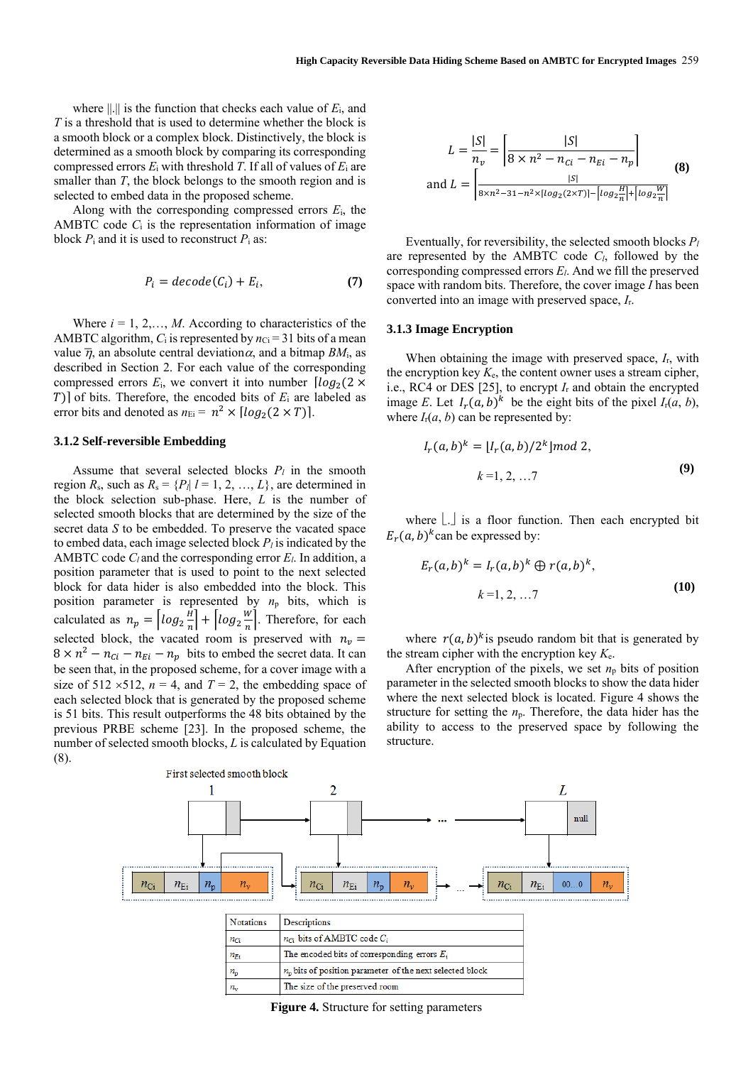where ||.|| is the function that checks each value of $E_i$, and $T$ is a threshold that is used to determine whether the block is a smooth block or a complex block. Distinctively, the block is determined as a smooth block by comparing its corresponding compressed errors $E_i$ with threshold $T$. If all of values of $E_i$ are smaller than $T$, the block belongs to the smooth region and is selected to embed data in the proposed scheme.

Along with the corresponding compressed errors $E_i$, the AMBTC code $C_i$ is the representation information of image block $P_i$ and it is used to reconstruct $P_i$ as:

$$P_i = decode(C_i) + E_i, \tag{7}$$

Where $i = 1, 2, \ldots, M$. According to characteristics of the AMBTC algorithm, $C_i$ is represented by $n_{Ci} = 31$ bits of a mean value $\overline{\eta}$, an absolute central deviation $\alpha$, and a bitmap $BM_i$, as described in Section 2. For each value of the corresponding compressed errors $E_i$, we convert it into number $\lceil log_2(2 \times T) \rceil$ of bits. Therefore, the encoded bits of $E_i$ are labeled as error bits and denoted as $n_{Ei} = n^2 \times \lceil log_2(2 \times T) \rceil$.

### 3.1.2 Self-reversible Embedding

Assume that several selected blocks $P_l$ in the smooth region $R_s$, such as $R_s = \{P_l | \, l = 1, 2, \ldots, L\}$, are determined in the block selection sub-phase. Here, $L$ is the number of selected smooth blocks that are determined by the size of the secret data $S$ to be embedded. To preserve the vacated space to embed data, each image selected block $P_l$ is indicated by the AMBTC code $C_l$ and the corresponding error $E_l$. In addition, a position parameter that is used to point to the next selected block for data hider is also embedded into the block. This position parameter is represented by $n_p$ bits, which is calculated as $n_p = \left\lceil log_2 \frac{H}{n} \right\rceil + \left\lceil log_2 \frac{W}{n} \right\rceil$. Therefore, for each selected block, the vacated room is preserved with $n_v = 8 \times n^2 - n_{Ci} - n_{Ei} - n_p$ bits to embed the secret data. It can be seen that, in the proposed scheme, for a cover image with a size of 512 ×512, $n = 4$, and $T = 2$, the embedding space of each selected block that is generated by the proposed scheme is 51 bits. This result outperforms the 48 bits obtained by the previous PRBE scheme [23]. In the proposed scheme, the number of selected smooth blocks, $L$ is calculated by Equation (8).

$$L = \frac{|S|}{n_v} = \left\lceil \frac{|S|}{8 \times n^2 - n_{Ci} - n_{Ei} - n_p} \right\rceil$$
$$\text{and } L = \left\lceil \frac{|S|}{8 \times n^2 - 31 - n^2 \times \lceil log_2(2 \times T) \rceil - \left\lceil log_2 \frac{H}{n} \right\rceil + \left\lceil log_2 \frac{W}{n} \right\rceil} \right\rceil \tag{8}$$

Eventually, for reversibility, the selected smooth blocks $P_l$ are represented by the AMBTC code $C_l$, followed by the corresponding compressed errors $E_l$. And we fill the preserved space with random bits. Therefore, the cover image $I$ has been converted into an image with preserved space, $I_r$.

### 3.1.3 Image Encryption

When obtaining the image with preserved space, $I_r$, with the encryption key $K_e$, the content owner uses a stream cipher, i.e., RC4 or DES [25], to encrypt $I_r$ and obtain the encrypted image $E$. Let $I_r(a,b)^k$ be the eight bits of the pixel $I_r(a, b)$, where $I_r(a, b)$ can be represented by:

$$I_r(a,b)^k = \lfloor I_r(a,b)/2^k \rfloor mod\ 2, \quad k = 1, 2, \ldots 7 \tag{9}$$

where $\lfloor . \rfloor$ is a floor function. Then each encrypted bit $E_r(a,b)^k$ can be expressed by:

$$E_r(a,b)^k = I_r(a,b)^k \oplus r(a,b)^k, \quad k = 1, 2, \ldots 7 \tag{10}$$

where $r(a,b)^k$ is pseudo random bit that is generated by the stream cipher with the encryption key $K_e$.

After encryption of the pixels, we set $n_p$ bits of position parameter in the selected smooth blocks to show the data hider where the next selected block is located. Figure 4 shows the structure for setting the $n_p$. Therefore, the data hider has the ability to access to the preserved space by following the structure.

| Notations | Descriptions |
|---|---|
| $n_{Ci}$ | $n_{Ci}$ bits of AMBTC code $C_i$ |
| $n_{Ei}$ | The encoded bits of corresponding errors $E_i$ |
| $n_p$ | $n_p$ bits of position parameter of the next selected block |
| $n_v$ | The size of the preserved room |

**Figure 4.** Structure for setting parameters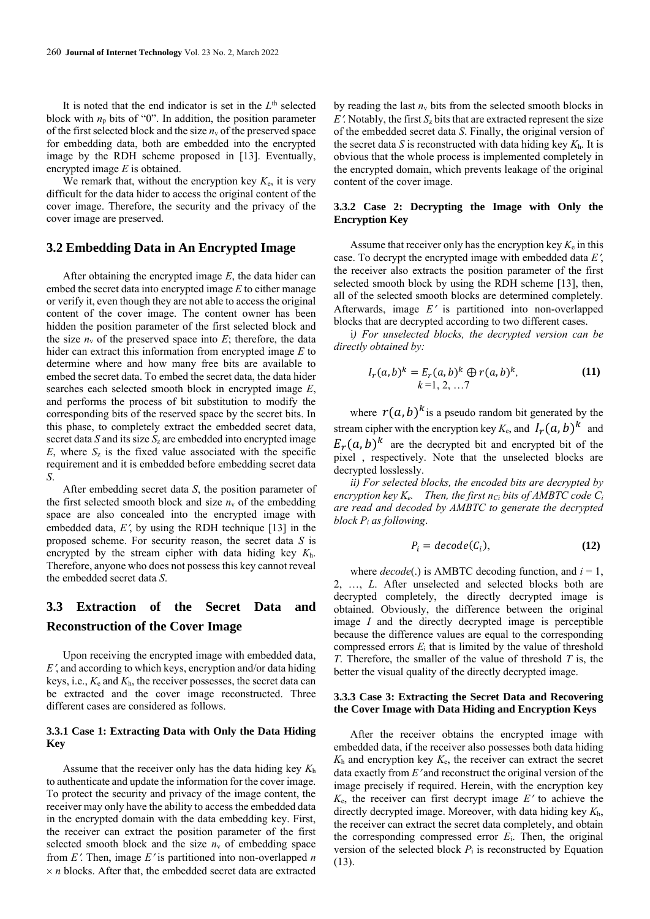It is noted that the end indicator is set in the $L^{th}$ selected block with $n_p$ bits of "0". In addition, the position parameter of the first selected block and the size $n_v$ of the preserved space for embedding data, both are embedded into the encrypted image by the RDH scheme proposed in [13]. Eventually, encrypted image $E$ is obtained.

We remark that, without the encryption key $K_e$, it is very difficult for the data hider to access the original content of the cover image. Therefore, the security and the privacy of the cover image are preserved.

## 3.2 Embedding Data in An Encrypted Image

After obtaining the encrypted image $E$, the data hider can embed the secret data into encrypted image $E$ to either manage or verify it, even though they are not able to access the original content of the cover image. The content owner has been hidden the position parameter of the first selected block and the size $n_v$ of the preserved space into $E$; therefore, the data hider can extract this information from encrypted image $E$ to determine where and how many free bits are available to embed the secret data. To embed the secret data, the data hider searches each selected smooth block in encrypted image $E$, and performs the process of bit substitution to modify the corresponding bits of the reserved space by the secret bits. In this phase, to completely extract the embedded secret data, secret data $S$ and its size $S_z$ are embedded into encrypted image $E$, where $S_z$ is the fixed value associated with the specific requirement and it is embedded before embedding secret data $S$.

After embedding secret data $S$, the position parameter of the first selected smooth block and size $n_v$ of the embedding space are also concealed into the encrypted image with embedded data, $E'$, by using the RDH technique [13] in the proposed scheme. For security reason, the secret data $S$ is encrypted by the stream cipher with data hiding key $K_h$. Therefore, anyone who does not possess this key cannot reveal the embedded secret data $S$.

## 3.3 Extraction of the Secret Data and Reconstruction of the Cover Image

Upon receiving the encrypted image with embedded data, $E'$, and according to which keys, encryption and/or data hiding keys, i.e., $K_e$ and $K_h$, the receiver possesses, the secret data can be extracted and the cover image reconstructed. Three different cases are considered as follows.

### 3.3.1 Case 1: Extracting Data with Only the Data Hiding Key

Assume that the receiver only has the data hiding key $K_h$ to authenticate and update the information for the cover image. To protect the security and privacy of the image content, the receiver may only have the ability to access the embedded data in the encrypted domain with the data embedding key. First, the receiver can extract the position parameter of the first selected smooth block and the size $n_v$ of embedding space from $E'$. Then, image $E'$ is partitioned into non-overlapped $n \times n$ blocks. After that, the embedded secret data are extracted by reading the last $n_v$ bits from the selected smooth blocks in $E'$. Notably, the first $S_z$ bits that are extracted represent the size of the embedded secret data $S$. Finally, the original version of the secret data $S$ is reconstructed with data hiding key $K_h$. It is obvious that the whole process is implemented completely in the encrypted domain, which prevents leakage of the original content of the cover image.

### 3.3.2 Case 2: Decrypting the Image with Only the Encryption Key

Assume that receiver only has the encryption key $K_e$ in this case. To decrypt the encrypted image with embedded data $E'$, the receiver also extracts the position parameter of the first selected smooth block by using the RDH scheme [13], then, all of the selected smooth blocks are determined completely. Afterwards, image $E'$ is partitioned into non-overlapped blocks that are decrypted according to two different cases.

*i) For unselected blocks, the decrypted version can be directly obtained by:*

$$I_r(a,b)^k = E_r(a,b)^k \oplus r(a,b)^k, \quad k = 1, 2, \ldots 7 \tag{11}$$

where $r(a,b)^k$ is a pseudo random bit generated by the stream cipher with the encryption key $K_e$, and $I_r(a,b)^k$ and $E_r(a,b)^k$ are the decrypted bit and encrypted bit of the pixel , respectively. Note that the unselected blocks are decrypted losslessly.

*ii) For selected blocks, the encoded bits are decrypted by encryption key $K_e$. Then, the first $n_{Ci}$ bits of AMBTC code $C_i$ are read and decoded by AMBTC to generate the decrypted block $P_i$ as following.*

$$P_i = decode(C_i), \tag{12}$$

where *decode*(.) is AMBTC decoding function, and $i = 1, 2, \ldots, L$. After unselected and selected blocks both are decrypted completely, the directly decrypted image is obtained. Obviously, the difference between the original image $I$ and the directly decrypted image is perceptible because the difference values are equal to the corresponding compressed errors $E_i$ that is limited by the value of threshold $T$. Therefore, the smaller of the value of threshold $T$ is, the better the visual quality of the directly decrypted image.

### 3.3.3 Case 3: Extracting the Secret Data and Recovering the Cover Image with Data Hiding and Encryption Keys

After the receiver obtains the encrypted image with embedded data, if the receiver also possesses both data hiding $K_h$ and encryption key $K_e$, the receiver can extract the secret data exactly from $E'$ and reconstruct the original version of the image precisely if required. Herein, with the encryption key $K_e$, the receiver can first decrypt image $E'$ to achieve the directly decrypted image. Moreover, with data hiding key $K_h$, the receiver can extract the secret data completely, and obtain the corresponding compressed error $E_i$. Then, the original version of the selected block $P_i$ is reconstructed by Equation (13).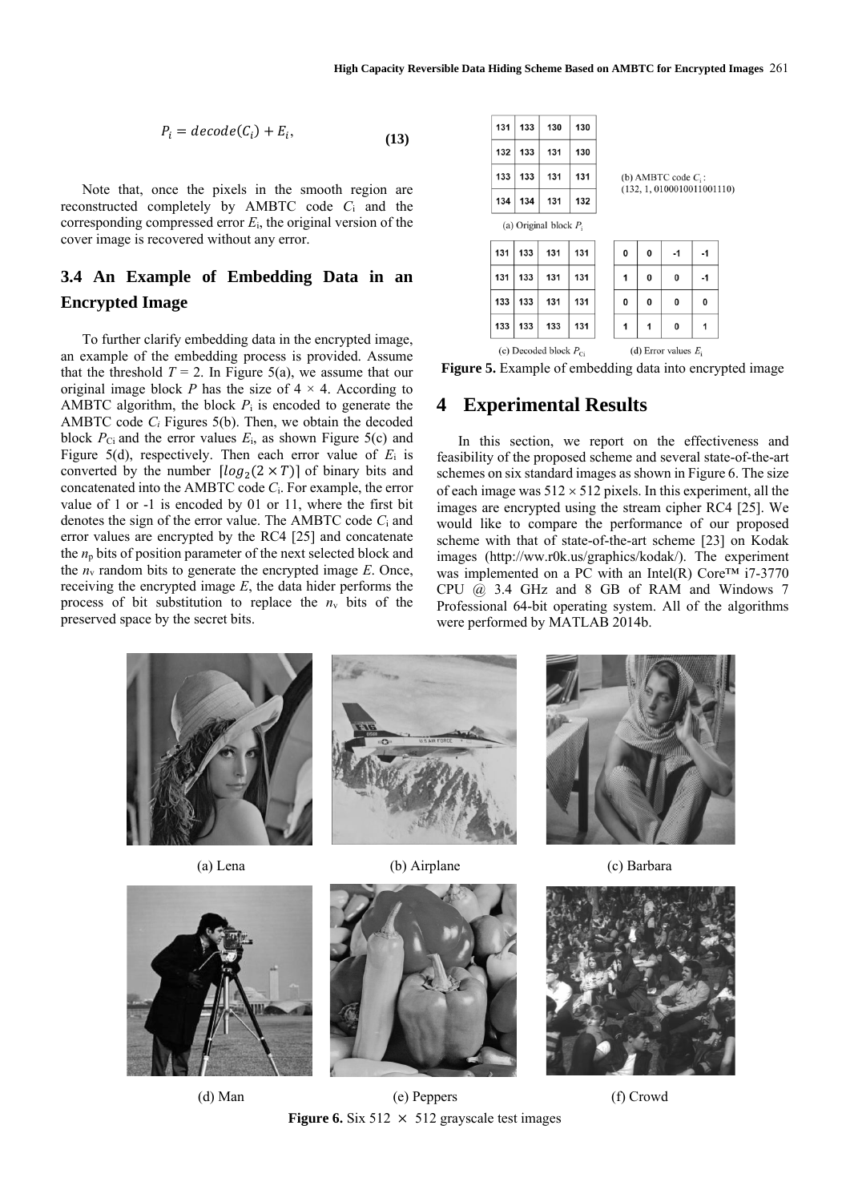$$P_i = decode(C_i) + E_i, \tag{13}$$

Note that, once the pixels in the smooth region are reconstructed completely by AMBTC code $C_i$ and the corresponding compressed error $E_i$, the original version of the cover image is recovered without any error.

### 3.4 An Example of Embedding Data in an Encrypted Image

To further clarify embedding data in the encrypted image, an example of the embedding process is provided. Assume that the threshold $T = 2$. In Figure 5(a), we assume that our original image block $P$ has the size of $4 \times 4$. According to AMBTC algorithm, the block $P_i$ is encoded to generate the AMBTC code $C_i$ Figures 5(b). Then, we obtain the decoded block $P_{Ci}$ and the error values $E_i$, as shown Figure 5(c) and Figure 5(d), respectively. Then each error value of $E_i$ is converted by the number $\lceil log_2(2 \times T) \rceil$ of binary bits and concatenated into the AMBTC code $C_i$. For example, the error value of 1 or -1 is encoded by 01 or 11, where the first bit denotes the sign of the error value. The AMBTC code $C_i$ and error values are encrypted by the RC4 [25] and concatenate the $n_p$ bits of position parameter of the next selected block and the $n_v$ random bits to generate the encrypted image $E$. Once, receiving the encrypted image $E$, the data hider performs the process of bit substitution to replace the $n_v$ bits of the preserved space by the secret bits.

| 131 | 133 | 130 | 130 |
|---|---|---|---|
| 132 | 133 | 131 | 130 |
| 133 | 133 | 131 | 131 |
| 134 | 134 | 131 | 132 |

(a) Original block $P_i$

(b) AMBTC code $C_i$ : (132, 1, 0100010011001110)

| 131 | 133 | 131 | 131 |
|---|---|---|---|
| 131 | 133 | 131 | 131 |
| 133 | 133 | 131 | 131 |
| 133 | 133 | 133 | 131 |

(c) Decoded block $P_{Ci}$

| 0 | 0 | -1 | -1 |
|---|---|---|---|
| 1 | 0 | 0 | -1 |
| 0 | 0 | 0 | 0 |
| 1 | 1 | 0 | 1 |

(d) Error values $E_i$

**Figure 5.** Example of embedding data into encrypted image

## 4 Experimental Results

In this section, we report on the effectiveness and feasibility of the proposed scheme and several state-of-the-art schemes on six standard images as shown in Figure 6. The size of each image was $512 \times 512$ pixels. In this experiment, all the images are encrypted using the stream cipher RC4 [25]. We would like to compare the performance of our proposed scheme with that of state-of-the-art scheme [23] on Kodak images (http://www.r0k.us/graphics/kodak/). The experiment was implemented on a PC with an Intel(R) Core™ i7-3770 CPU @ 3.4 GHz and 8 GB of RAM and Windows 7 Professional 64-bit operating system. All of the algorithms were performed by MATLAB 2014b.

(a) Lena (b) Airplane (c) Barbara

(d) Man (e) Peppers (f) Crowd

**Figure 6.** Six $512 \times 512$ grayscale test images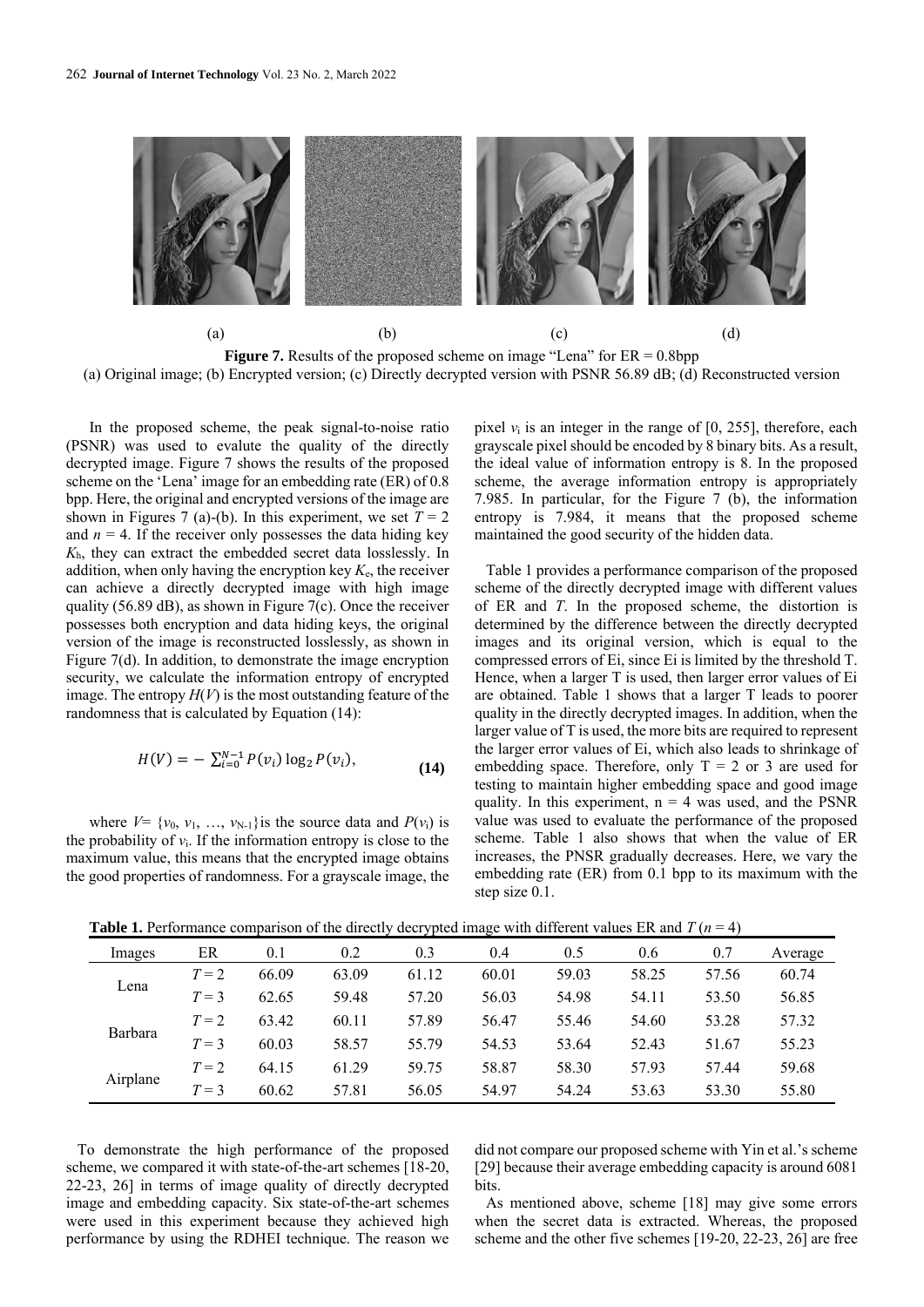(a) (b) (c) (d)

**Figure 7.** Results of the proposed scheme on image "Lena" for ER = 0.8bpp

(a) Original image; (b) Encrypted version; (c) Directly decrypted version with PSNR 56.89 dB; (d) Reconstructed version

In the proposed scheme, the peak signal-to-noise ratio (PSNR) was used to evaluate the quality of the directly decrypted image. Figure 7 shows the results of the proposed scheme on the 'Lena' image for an embedding rate (ER) of 0.8 bpp. Here, the original and encrypted versions of the image are shown in Figures 7 (a)-(b). In this experiment, we set $T = 2$ and $n = 4$. If the receiver only possesses the data hiding key $K_h$, they can extract the embedded secret data losslessly. In addition, when only having the encryption key $K_e$, the receiver can achieve a directly decrypted image with high image quality (56.89 dB), as shown in Figure 7(c). Once the receiver possesses both encryption and data hiding keys, the original version of the image is reconstructed losslessly, as shown in Figure 7(d). In addition, to demonstrate the image encryption security, we calculate the information entropy of encrypted image. The entropy $H(V)$ is the most outstanding feature of the randomness that is calculated by Equation (14):

$$H(V) = -\sum_{i=0}^{N-1} P(v_i)\log_2 P(v_i), \tag{14}$$

where $V = \{v_0, v_1, \ldots, v_{N-1}\}$ is the source data and $P(v_i)$ is the probability of $v_i$. If the information entropy is close to the maximum value, this means that the encrypted image obtains the good properties of randomness. For a grayscale image, the pixel $v_i$ is an integer in the range of [0, 255], therefore, each grayscale pixel should be encoded by 8 binary bits. As a result, the ideal value of information entropy is 8. In the proposed scheme, the average information entropy is appropriately 7.985. In particular, for the Figure 7 (b), the information entropy is 7.984, it means that the proposed scheme maintained the good security of the hidden data.

Table 1 provides a performance comparison of the proposed scheme of the directly decrypted image with different values of ER and $T$. In the proposed scheme, the distortion is determined by the difference between the directly decrypted images and its original version, which is equal to the compressed errors of Ei, since Ei is limited by the threshold T. Hence, when a larger T is used, then larger error values of Ei are obtained. Table 1 shows that a larger T leads to poorer quality in the directly decrypted images. In addition, when the larger value of T is used, the more bits are required to represent the larger error values of Ei, which also leads to shrinkage of embedding space. Therefore, only T = 2 or 3 are used for testing to maintain higher embedding space and good image quality. In this experiment, n = 4 was used, and the PSNR value was used to evaluate the performance of the proposed scheme. Table 1 also shows that when the value of ER increases, the PNSR gradually decreases. Here, we vary the embedding rate (ER) from 0.1 bpp to its maximum with the step size 0.1.

**Table 1.** Performance comparison of the directly decrypted image with different values ER and $T$ ($n = 4$)

| Images | ER | 0.1 | 0.2 | 0.3 | 0.4 | 0.5 | 0.6 | 0.7 | Average |
|---|---|---|---|---|---|---|---|---|---|
| Lena | $T = 2$ | 66.09 | 63.09 | 61.12 | 60.01 | 59.03 | 58.25 | 57.56 | 60.74 |
| | $T = 3$ | 62.65 | 59.48 | 57.20 | 56.03 | 54.98 | 54.11 | 53.50 | 56.85 |
| Barbara | $T = 2$ | 63.42 | 60.11 | 57.89 | 56.47 | 55.46 | 54.60 | 53.28 | 57.32 |
| | $T = 3$ | 60.03 | 58.57 | 55.79 | 54.53 | 53.64 | 52.43 | 51.67 | 55.23 |
| Airplane | $T = 2$ | 64.15 | 61.29 | 59.75 | 58.87 | 58.30 | 57.93 | 57.44 | 59.68 |
| | $T = 3$ | 60.62 | 57.81 | 56.05 | 54.97 | 54.24 | 53.63 | 53.30 | 55.80 |

To demonstrate the high performance of the proposed scheme, we compared it with state-of-the-art schemes [18-20, 22-23, 26] in terms of image quality of directly decrypted image and embedding capacity. Six state-of-the-art schemes were used in this experiment because they achieved high performance by using the RDHEI technique. The reason we did not compare our proposed scheme with Yin et al.'s scheme [29] because their average embedding capacity is around 6081 bits.

As mentioned above, scheme [18] may give some errors when the secret data is extracted. Whereas, the proposed scheme and the other five schemes [19-20, 22-23, 26] are free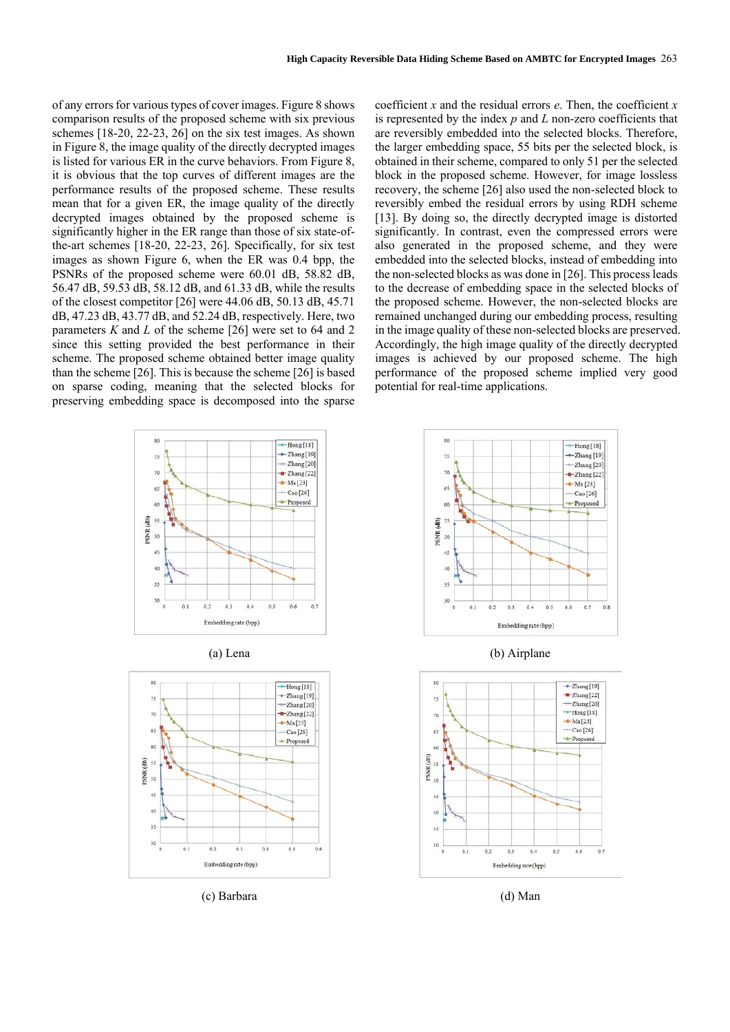of any errors for various types of cover images. Figure 8 shows comparison results of the proposed scheme with six previous schemes [18-20, 22-23, 26] on the six test images. As shown in Figure 8, the image quality of the directly decrypted images is listed for various ER in the curve behaviors. From Figure 8, it is obvious that the top curves of different images are the performance results of the proposed scheme. These results mean that for a given ER, the image quality of the directly decrypted images obtained by the proposed scheme is significantly higher in the ER range than those of six state-of-the-art schemes [18-20, 22-23, 26]. Specifically, for six test images as shown Figure 6, when the ER was 0.4 bpp, the PSNRs of the proposed scheme were 60.01 dB, 58.82 dB, 56.47 dB, 59.53 dB, 58.12 dB, and 61.33 dB, while the results of the closest competitor [26] were 44.06 dB, 50.13 dB, 45.71 dB, 47.23 dB, 43.77 dB, and 52.24 dB, respectively. Here, two parameters $K$ and $L$ of the scheme [26] were set to 64 and 2 since this setting provided the best performance in their scheme. The proposed scheme obtained better image quality than the scheme [26]. This is because the scheme [26] is based on sparse coding, meaning that the selected blocks for preserving embedding space is decomposed into the sparse coefficient $x$ and the residual errors $e$. Then, the coefficient $x$ is represented by the index $p$ and $L$ non-zero coefficients that are reversibly embedded into the selected blocks. Therefore, the larger embedding space, 55 bits per the selected block, is obtained in their scheme, compared to only 51 per the selected block in the proposed scheme. However, for image lossless recovery, the scheme [26] also used the non-selected block to reversibly embed the residual errors by using RDH scheme [13]. By doing so, the directly decrypted image is distorted significantly. In contrast, even the compressed errors were also generated in the proposed scheme, and they were embedded into the selected blocks, instead of embedding into the non-selected blocks as was done in [26]. This process leads to the decrease of embedding space in the selected blocks of the proposed scheme. However, the non-selected blocks are remained unchanged during our embedding process, resulting in the image quality of these non-selected blocks are preserved. Accordingly, the high image quality of the directly decrypted images is achieved by our proposed scheme. The high performance of the proposed scheme implied very good potential for real-time applications.

(a) Lena

(b) Airplane

(c) Barbara

(d) Man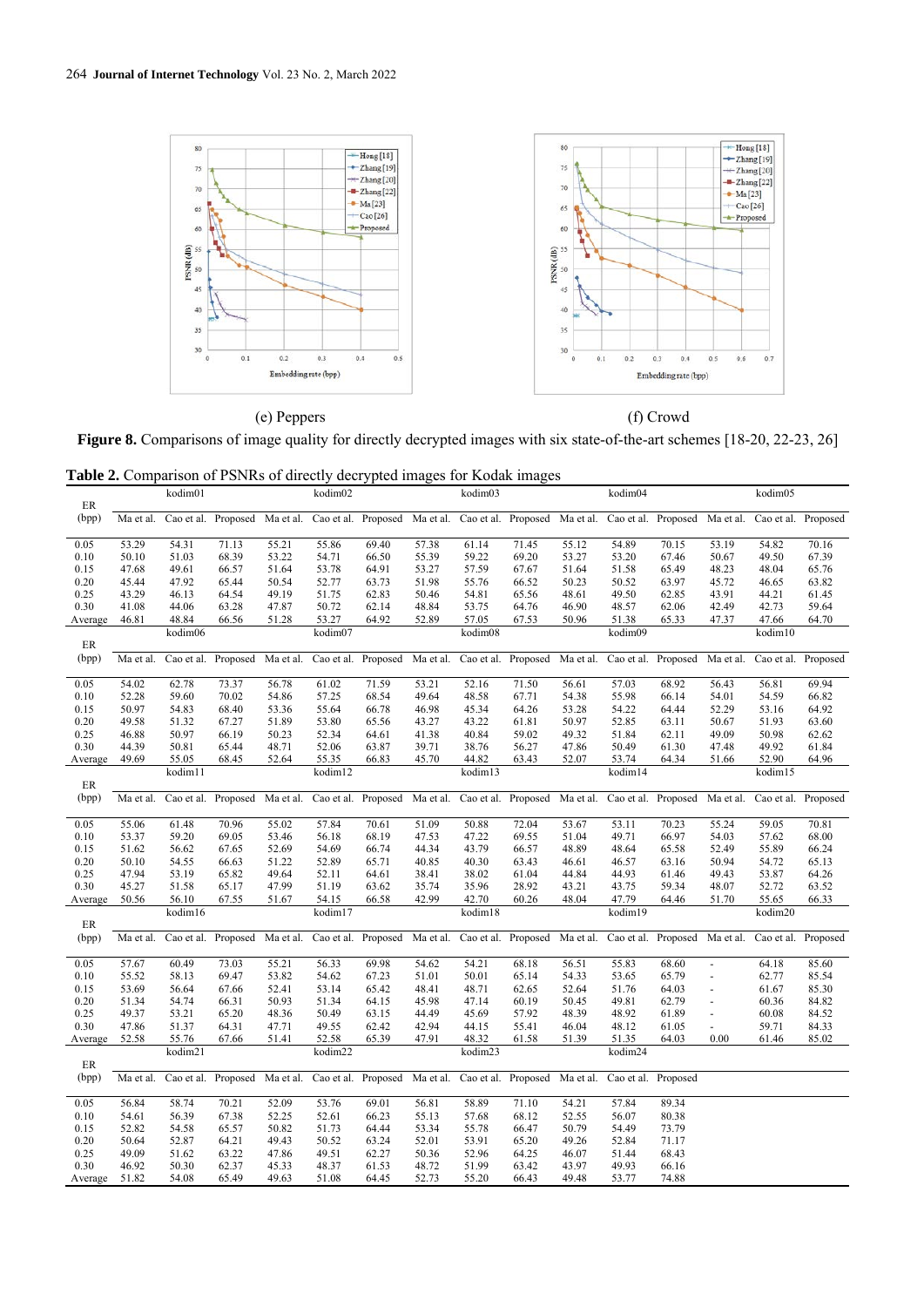(e) Peppers (f) Crowd

**Figure 8.** Comparisons of image quality for directly decrypted images with six state-of-the-art schemes [18-20, 22-23, 26]

**Table 2.** Comparison of PSNRs of directly decrypted images for Kodak images

| ER (bpp) | kodim01 | | | kodim02 | | | kodim03 | | | kodim04 | | | kodim05 | | |
|---|---|---|---|---|---|---|---|---|---|---|---|---|---|---|---|
| | Ma et al. | Cao et al. | Proposed | Ma et al. | Cao et al. | Proposed | Ma et al. | Cao et al. | Proposed | Ma et al. | Cao et al. | Proposed | Ma et al. | Cao et al. | Proposed |
| 0.05 | 53.29 | 54.31 | 71.13 | 55.21 | 55.86 | 69.40 | 57.38 | 61.14 | 71.45 | 55.12 | 54.89 | 70.15 | 53.19 | 54.82 | 70.16 |
| 0.10 | 50.10 | 51.03 | 68.39 | 53.22 | 54.71 | 66.50 | 55.39 | 59.22 | 69.20 | 53.27 | 53.20 | 67.46 | 50.67 | 49.50 | 67.39 |
| 0.15 | 47.68 | 49.61 | 66.57 | 51.64 | 53.78 | 64.91 | 53.27 | 57.59 | 67.67 | 51.64 | 51.58 | 65.49 | 48.23 | 48.04 | 65.76 |
| 0.20 | 45.44 | 47.92 | 65.44 | 50.54 | 52.77 | 63.73 | 51.98 | 55.76 | 66.52 | 50.23 | 50.52 | 63.97 | 45.72 | 46.65 | 63.82 |
| 0.25 | 43.29 | 46.13 | 64.54 | 49.19 | 51.75 | 62.83 | 50.46 | 54.81 | 65.56 | 48.61 | 49.50 | 62.85 | 43.91 | 44.21 | 61.45 |
| 0.30 | 41.08 | 44.06 | 63.28 | 47.87 | 50.72 | 62.14 | 48.84 | 53.75 | 64.76 | 46.90 | 48.57 | 62.06 | 42.49 | 42.73 | 59.64 |
| Average | 46.81 | 48.84 | 66.56 | 51.28 | 53.27 | 64.92 | 52.89 | 57.05 | 67.53 | 50.96 | 51.38 | 65.33 | 47.37 | 47.66 | 64.70 |
| ER (bpp) | kodim06 | | | kodim07 | | | kodim08 | | | kodim09 | | | kodim10 | | |
| | Ma et al. | Cao et al. | Proposed | Ma et al. | Cao et al. | Proposed | Ma et al. | Cao et al. | Proposed | Ma et al. | Cao et al. | Proposed | Ma et al. | Cao et al. | Proposed |
| 0.05 | 54.02 | 62.78 | 73.37 | 56.78 | 61.02 | 71.59 | 53.21 | 52.16 | 71.50 | 56.61 | 57.03 | 68.92 | 56.43 | 56.81 | 69.94 |
| 0.10 | 52.28 | 59.60 | 70.02 | 54.86 | 57.25 | 68.54 | 49.64 | 48.58 | 67.71 | 54.38 | 55.98 | 66.14 | 54.01 | 54.59 | 66.82 |
| 0.15 | 50.97 | 54.83 | 68.40 | 53.36 | 55.64 | 66.78 | 46.98 | 45.34 | 64.26 | 53.28 | 54.22 | 64.44 | 52.29 | 53.16 | 64.92 |
| 0.20 | 49.58 | 51.32 | 67.27 | 51.89 | 53.80 | 65.56 | 43.27 | 43.22 | 61.81 | 50.97 | 52.85 | 63.11 | 50.67 | 51.93 | 63.60 |
| 0.25 | 46.88 | 50.97 | 66.19 | 50.23 | 52.34 | 64.61 | 41.38 | 40.84 | 59.02 | 49.32 | 51.84 | 62.11 | 49.09 | 50.98 | 62.62 |
| 0.30 | 44.39 | 50.81 | 65.44 | 48.71 | 52.06 | 63.87 | 39.71 | 38.76 | 56.27 | 47.86 | 50.49 | 61.30 | 47.48 | 49.92 | 61.84 |
| Average | 49.69 | 55.05 | 68.45 | 52.64 | 55.35 | 66.83 | 45.70 | 44.82 | 63.43 | 52.07 | 53.74 | 64.34 | 51.66 | 52.90 | 64.96 |
| ER (bpp) | kodim11 | | | kodim12 | | | kodim13 | | | kodim14 | | | kodim15 | | |
| | Ma et al. | Cao et al. | Proposed | Ma et al. | Cao et al. | Proposed | Ma et al. | Cao et al. | Proposed | Ma et al. | Cao et al. | Proposed | Ma et al. | Cao et al. | Proposed |
| 0.05 | 55.06 | 61.48 | 70.96 | 55.02 | 57.84 | 70.61 | 51.09 | 50.88 | 72.04 | 53.67 | 53.11 | 70.23 | 55.24 | 59.05 | 70.81 |
| 0.10 | 53.37 | 59.20 | 69.05 | 53.46 | 56.18 | 68.19 | 47.53 | 47.22 | 69.55 | 51.04 | 49.71 | 66.97 | 54.03 | 57.62 | 68.00 |
| 0.15 | 51.62 | 56.62 | 67.65 | 52.69 | 54.69 | 66.74 | 44.34 | 43.79 | 66.57 | 48.89 | 48.64 | 65.58 | 52.49 | 55.89 | 66.24 |
| 0.20 | 50.10 | 54.55 | 66.63 | 51.22 | 52.89 | 65.71 | 40.85 | 40.30 | 63.43 | 46.61 | 46.57 | 63.16 | 50.94 | 54.72 | 65.13 |
| 0.25 | 47.94 | 53.19 | 65.82 | 49.64 | 52.11 | 64.61 | 38.41 | 38.02 | 61.04 | 44.84 | 44.93 | 61.46 | 49.43 | 53.87 | 64.26 |
| 0.30 | 45.27 | 51.58 | 65.17 | 47.99 | 51.19 | 63.62 | 35.74 | 35.96 | 28.92 | 43.21 | 43.75 | 59.34 | 48.07 | 52.72 | 63.52 |
| Average | 50.56 | 56.10 | 67.55 | 51.67 | 54.15 | 66.58 | 42.99 | 42.70 | 60.26 | 48.04 | 47.79 | 64.46 | 51.70 | 55.65 | 66.33 |
| ER (bpp) | kodim16 | | | kodim17 | | | kodim18 | | | kodim19 | | | kodim20 | | |
| | Ma et al. | Cao et al. | Proposed | Ma et al. | Cao et al. | Proposed | Ma et al. | Cao et al. | Proposed | Ma et al. | Cao et al. | Proposed | Ma et al. | Cao et al. | Proposed |
| 0.05 | 57.67 | 60.49 | 73.03 | 55.21 | 56.33 | 69.98 | 54.62 | 54.21 | 68.18 | 56.51 | 55.83 | 68.60 | - | 64.18 | 85.60 |
| 0.10 | 55.52 | 58.13 | 69.47 | 53.82 | 54.62 | 67.23 | 51.01 | 50.01 | 65.14 | 54.33 | 53.65 | 65.79 | - | 62.77 | 85.54 |
| 0.15 | 53.69 | 56.64 | 67.66 | 52.41 | 53.14 | 65.42 | 48.41 | 48.71 | 62.65 | 52.64 | 51.76 | 64.03 | - | 61.67 | 85.30 |
| 0.20 | 51.34 | 54.74 | 66.31 | 50.93 | 51.34 | 64.15 | 45.98 | 47.14 | 60.19 | 50.45 | 49.81 | 62.79 | - | 60.36 | 84.82 |
| 0.25 | 49.37 | 53.21 | 65.20 | 48.36 | 50.49 | 63.15 | 44.49 | 45.69 | 57.92 | 48.39 | 48.92 | 61.89 | - | 60.08 | 84.52 |
| 0.30 | 47.86 | 51.37 | 64.31 | 47.71 | 49.55 | 62.42 | 42.94 | 44.15 | 55.41 | 46.04 | 48.12 | 61.05 | - | 59.71 | 84.33 |
| Average | 52.58 | 55.76 | 67.66 | 51.41 | 52.58 | 65.39 | 47.91 | 48.32 | 61.58 | 51.39 | 51.35 | 64.03 | 0.00 | 61.46 | 85.02 |
| ER (bpp) | kodim21 | | | kodim22 | | | kodim23 | | | kodim24 | | | | | |
| | Ma et al. | Cao et al. | Proposed | Ma et al. | Cao et al. | Proposed | Ma et al. | Cao et al. | Proposed | Ma et al. | Cao et al. | Proposed | | | |
| 0.05 | 56.84 | 58.74 | 70.21 | 52.09 | 53.76 | 69.01 | 56.81 | 58.89 | 71.10 | 54.21 | 57.84 | 89.34 | | | |
| 0.10 | 54.61 | 56.39 | 67.38 | 52.25 | 52.61 | 66.23 | 55.13 | 57.68 | 68.12 | 52.55 | 56.07 | 80.38 | | | |
| 0.15 | 52.82 | 54.58 | 65.57 | 50.82 | 51.73 | 64.44 | 53.34 | 55.78 | 66.47 | 50.79 | 54.49 | 73.79 | | | |
| 0.20 | 50.64 | 52.87 | 64.21 | 49.43 | 50.52 | 63.24 | 52.01 | 53.91 | 65.20 | 49.26 | 52.84 | 71.17 | | | |
| 0.25 | 49.09 | 51.62 | 63.22 | 47.86 | 49.51 | 62.27 | 50.36 | 52.96 | 64.25 | 46.07 | 51.44 | 68.43 | | | |
| 0.30 | 46.92 | 50.30 | 62.37 | 45.33 | 48.37 | 61.53 | 48.72 | 51.99 | 63.42 | 43.97 | 49.93 | 66.16 | | | |
| Average | 51.82 | 54.08 | 65.49 | 49.63 | 51.08 | 64.45 | 52.73 | 55.20 | 66.43 | 49.48 | 53.77 | 74.88 | | | |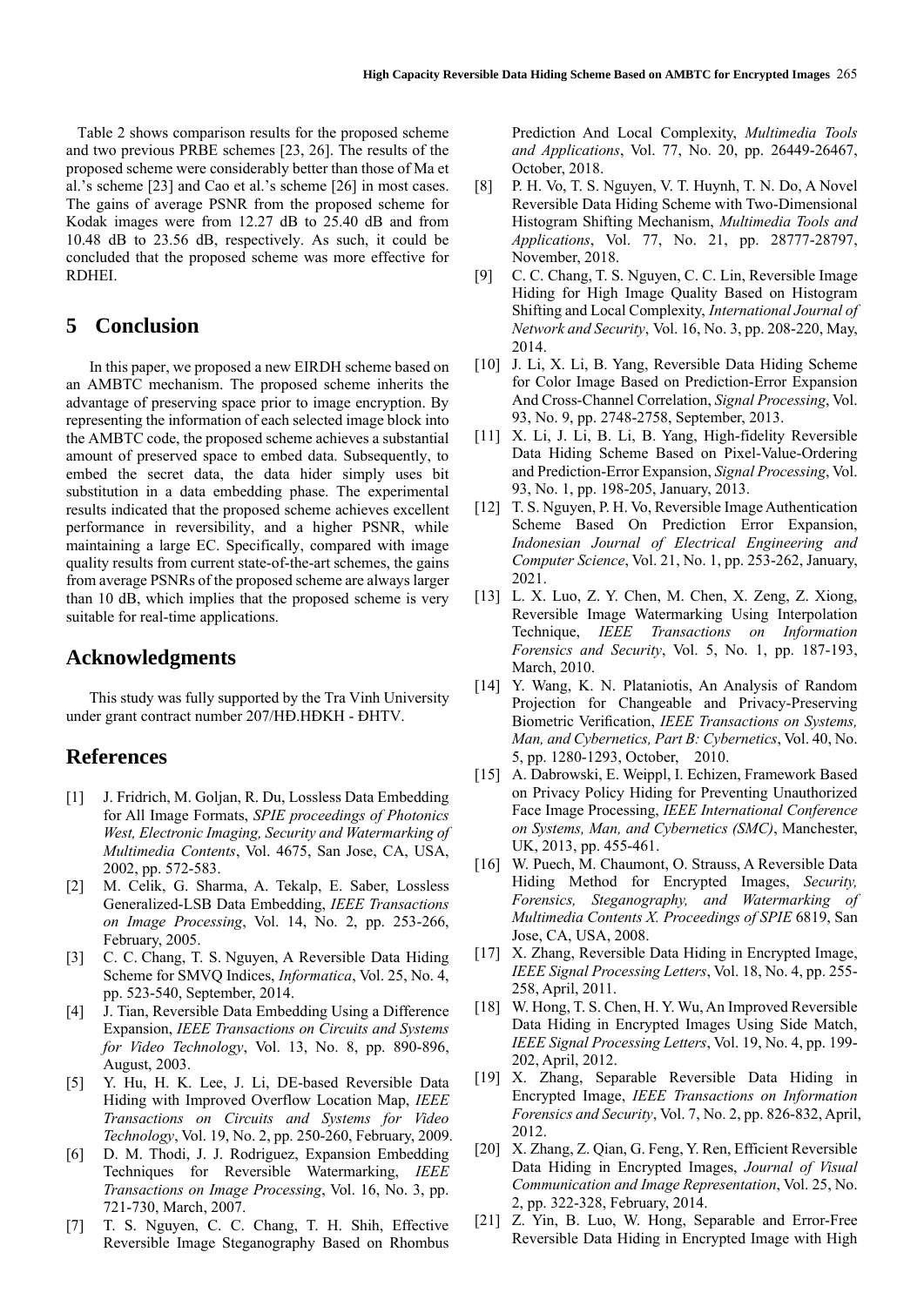Table 2 shows comparison results for the proposed scheme and two previous PRBE schemes [23, 26]. The results of the proposed scheme were considerably better than those of Ma et al.'s scheme [23] and Cao et al.'s scheme [26] in most cases. The gains of average PSNR from the proposed scheme for Kodak images were from 12.27 dB to 25.40 dB and from 10.48 dB to 23.56 dB, respectively. As such, it could be concluded that the proposed scheme was more effective for RDHEI.

## 5 Conclusion

In this paper, we proposed a new EIRDH scheme based on an AMBTC mechanism. The proposed scheme inherits the advantage of preserving space prior to image encryption. By representing the information of each selected image block into the AMBTC code, the proposed scheme achieves a substantial amount of preserved space to embed data. Subsequently, to embed the secret data, the data hider simply uses bit substitution in a data embedding phase. The experimental results indicated that the proposed scheme achieves excellent performance in reversibility, and a higher PSNR, while maintaining a large EC. Specifically, compared with image quality results from current state-of-the-art schemes, the gains from average PSNRs of the proposed scheme are always larger than 10 dB, which implies that the proposed scheme is very suitable for real-time applications.

## Acknowledgments

This study was fully supported by the Tra Vinh University under grant contract number 207/HĐ.HĐKH - ĐHTV.

## References

[1] J. Fridrich, M. Goljan, R. Du, Lossless Data Embedding for All Image Formats, *SPIE proceedings of Photonics West, Electronic Imaging, Security and Watermarking of Multimedia Contents*, Vol. 4675, San Jose, CA, USA, 2002, pp. 572-583.

[2] M. Celik, G. Sharma, A. Tekalp, E. Saber, Lossless Generalized-LSB Data Embedding, *IEEE Transactions on Image Processing*, Vol. 14, No. 2, pp. 253-266, February, 2005.

[3] C. C. Chang, T. S. Nguyen, A Reversible Data Hiding Scheme for SMVQ Indices, *Informatica*, Vol. 25, No. 4, pp. 523-540, September, 2014.

[4] J. Tian, Reversible Data Embedding Using a Difference Expansion, *IEEE Transactions on Circuits and Systems for Video Technology*, Vol. 13, No. 8, pp. 890-896, August, 2003.

[5] Y. Hu, H. K. Lee, J. Li, DE-based Reversible Data Hiding with Improved Overflow Location Map, *IEEE Transactions on Circuits and Systems for Video Technology*, Vol. 19, No. 2, pp. 250-260, February, 2009.

[6] D. M. Thodi, J. J. Rodriguez, Expansion Embedding Techniques for Reversible Watermarking, *IEEE Transactions on Image Processing*, Vol. 16, No. 3, pp. 721-730, March, 2007.

[7] T. S. Nguyen, C. C. Chang, T. H. Shih, Effective Reversible Image Steganography Based on Rhombus Prediction And Local Complexity, *Multimedia Tools and Applications*, Vol. 77, No. 20, pp. 26449-26467, October, 2018.

[8] P. H. Vo, T. S. Nguyen, V. T. Huynh, T. N. Do, A Novel Reversible Data Hiding Scheme with Two-Dimensional Histogram Shifting Mechanism, *Multimedia Tools and Applications*, Vol. 77, No. 21, pp. 28777-28797, November, 2018.

[9] C. C. Chang, T. S. Nguyen, C. C. Lin, Reversible Image Hiding for High Image Quality Based on Histogram Shifting and Local Complexity, *International Journal of Network and Security*, Vol. 16, No. 3, pp. 208-220, May, 2014.

[10] J. Li, X. Li, B. Yang, Reversible Data Hiding Scheme for Color Image Based on Prediction-Error Expansion And Cross-Channel Correlation, *Signal Processing*, Vol. 93, No. 9, pp. 2748-2758, September, 2013.

[11] X. Li, J. Li, B. Li, B. Yang, High-fidelity Reversible Data Hiding Scheme Based on Pixel-Value-Ordering and Prediction-Error Expansion, *Signal Processing*, Vol. 93, No. 1, pp. 198-205, January, 2013.

[12] T. S. Nguyen, P. H. Vo, Reversible Image Authentication Scheme Based On Prediction Error Expansion, *Indonesian Journal of Electrical Engineering and Computer Science*, Vol. 21, No. 1, pp. 253-262, January, 2021.

[13] L. X. Luo, Z. Y. Chen, M. Chen, X. Zeng, Z. Xiong, Reversible Image Watermarking Using Interpolation Technique, *IEEE Transactions on Information Forensics and Security*, Vol. 5, No. 1, pp. 187-193, March, 2010.

[14] Y. Wang, K. N. Plataniotis, An Analysis of Random Projection for Changeable and Privacy-Preserving Biometric Verification, *IEEE Transactions on Systems, Man, and Cybernetics, Part B: Cybernetics*, Vol. 40, No. 5, pp. 1280-1293, October, 2010.

[15] A. Dabrowski, E. Weippl, I. Echizen, Framework Based on Privacy Policy Hiding for Preventing Unauthorized Face Image Processing, *IEEE International Conference on Systems, Man, and Cybernetics (SMC)*, Manchester, UK, 2013, pp. 455-461.

[16] W. Puech, M. Chaumont, O. Strauss, A Reversible Data Hiding Method for Encrypted Images, *Security, Forensics, Steganography, and Watermarking of Multimedia Contents X. Proceedings of SPIE* 6819, San Jose, CA, USA, 2008.

[17] X. Zhang, Reversible Data Hiding in Encrypted Image, *IEEE Signal Processing Letters*, Vol. 18, No. 4, pp. 255-258, April, 2011.

[18] W. Hong, T. S. Chen, H. Y. Wu, An Improved Reversible Data Hiding in Encrypted Images Using Side Match, *IEEE Signal Processing Letters*, Vol. 19, No. 4, pp. 199-202, April, 2012.

[19] X. Zhang, Separable Reversible Data Hiding in Encrypted Image, *IEEE Transactions on Information Forensics and Security*, Vol. 7, No. 2, pp. 826-832, April, 2012.

[20] X. Zhang, Z. Qian, G. Feng, Y. Ren, Efficient Reversible Data Hiding in Encrypted Images, *Journal of Visual Communication and Image Representation*, Vol. 25, No. 2, pp. 322-328, February, 2014.

[21] Z. Yin, B. Luo, W. Hong, Separable and Error-Free Reversible Data Hiding in Encrypted Image with High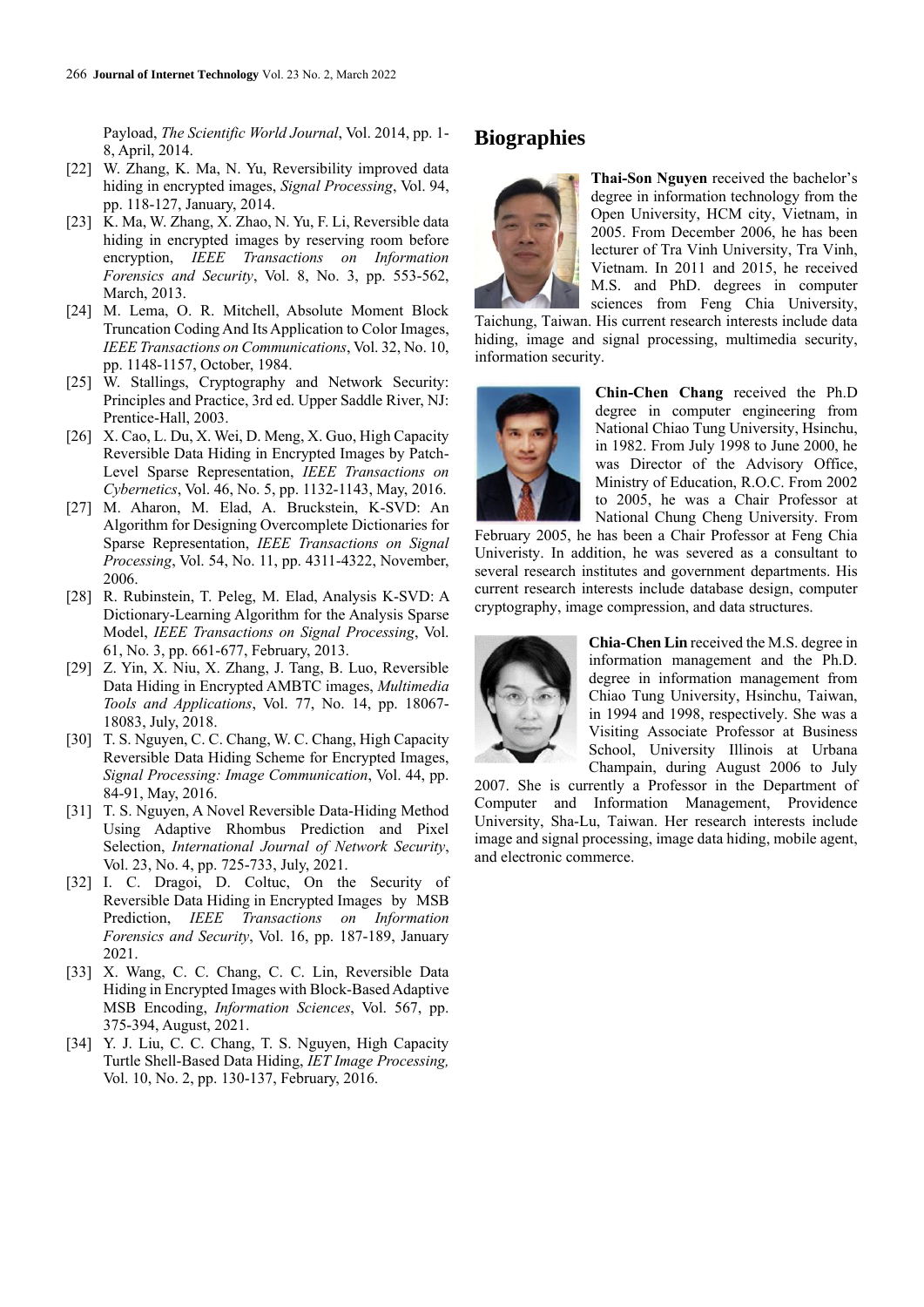Payload, *The Scientific World Journal*, Vol. 2014, pp. 1-8, April, 2014.

[22] W. Zhang, K. Ma, N. Yu, Reversibility improved data hiding in encrypted images, *Signal Processing*, Vol. 94, pp. 118-127, January, 2014.

[23] K. Ma, W. Zhang, X. Zhao, N. Yu, F. Li, Reversible data hiding in encrypted images by reserving room before encryption, *IEEE Transactions on Information Forensics and Security*, Vol. 8, No. 3, pp. 553-562, March, 2013.

[24] M. Lema, O. R. Mitchell, Absolute Moment Block Truncation Coding And Its Application to Color Images, *IEEE Transactions on Communications*, Vol. 32, No. 10, pp. 1148-1157, October, 1984.

[25] W. Stallings, Cryptography and Network Security: Principles and Practice, 3rd ed. Upper Saddle River, NJ: Prentice-Hall, 2003.

[26] X. Cao, L. Du, X. Wei, D. Meng, X. Guo, High Capacity Reversible Data Hiding in Encrypted Images by Patch-Level Sparse Representation, *IEEE Transactions on Cybernetics*, Vol. 46, No. 5, pp. 1132-1143, May, 2016.

[27] M. Aharon, M. Elad, A. Bruckstein, K-SVD: An Algorithm for Designing Overcomplete Dictionaries for Sparse Representation, *IEEE Transactions on Signal Processing*, Vol. 54, No. 11, pp. 4311-4322, November, 2006.

[28] R. Rubinstein, T. Peleg, M. Elad, Analysis K-SVD: A Dictionary-Learning Algorithm for the Analysis Sparse Model, *IEEE Transactions on Signal Processing*, Vol. 61, No. 3, pp. 661-677, February, 2013.

[29] Z. Yin, X. Niu, X. Zhang, J. Tang, B. Luo, Reversible Data Hiding in Encrypted AMBTC images, *Multimedia Tools and Applications*, Vol. 77, No. 14, pp. 18067-18083, July, 2018.

[30] T. S. Nguyen, C. C. Chang, W. C. Chang, High Capacity Reversible Data Hiding Scheme for Encrypted Images, *Signal Processing: Image Communication*, Vol. 44, pp. 84-91, May, 2016.

[31] T. S. Nguyen, A Novel Reversible Data-Hiding Method Using Adaptive Rhombus Prediction and Pixel Selection, *International Journal of Network Security*, Vol. 23, No. 4, pp. 725-733, July, 2021.

[32] I. C. Dragoi, D. Coltuc, On the Security of Reversible Data Hiding in Encrypted Images by MSB Prediction, *IEEE Transactions on Information Forensics and Security*, Vol. 16, pp. 187-189, January 2021.

[33] X. Wang, C. C. Chang, C. C. Lin, Reversible Data Hiding in Encrypted Images with Block-Based Adaptive MSB Encoding, *Information Sciences*, Vol. 567, pp. 375-394, August, 2021.

[34] Y. J. Liu, C. C. Chang, T. S. Nguyen, High Capacity Turtle Shell-Based Data Hiding, *IET Image Processing,* Vol. 10, No. 2, pp. 130-137, February, 2016.

## Biographies

**Thai-Son Nguyen** received the bachelor's degree in information technology from the Open University, HCM city, Vietnam, in 2005. From December 2006, he has been lecturer of Tra Vinh University, Tra Vinh, Vietnam. In 2011 and 2015, he received M.S. and PhD. degrees in computer sciences from Feng Chia University, Taichung, Taiwan. His current research interests include data hiding, image and signal processing, multimedia security, information security.

**Chin-Chen Chang** received the Ph.D degree in computer engineering from National Chiao Tung University, Hsinchu, in 1982. From July 1998 to June 2000, he was Director of the Advisory Office, Ministry of Education, R.O.C. From 2002 to 2005, he was a Chair Professor at National Chung Cheng University. From February 2005, he has been a Chair Professor at Feng Chia Univeristy. In addition, he was severed as a consultant to several research institutes and government departments. His current research interests include database design, computer cryptography, image compression, and data structures.

**Chia-Chen Lin** received the M.S. degree in information management and the Ph.D. degree in information management from Chiao Tung University, Hsinchu, Taiwan, in 1994 and 1998, respectively. She was a Visiting Associate Professor at Business School, University Illinois at Urbana Champain, during August 2006 to July 2007. She is currently a Professor in the Department of Computer and Information Management, Providence University, Sha-Lu, Taiwan. Her research interests include image and signal processing, image data hiding, mobile agent, and electronic commerce.